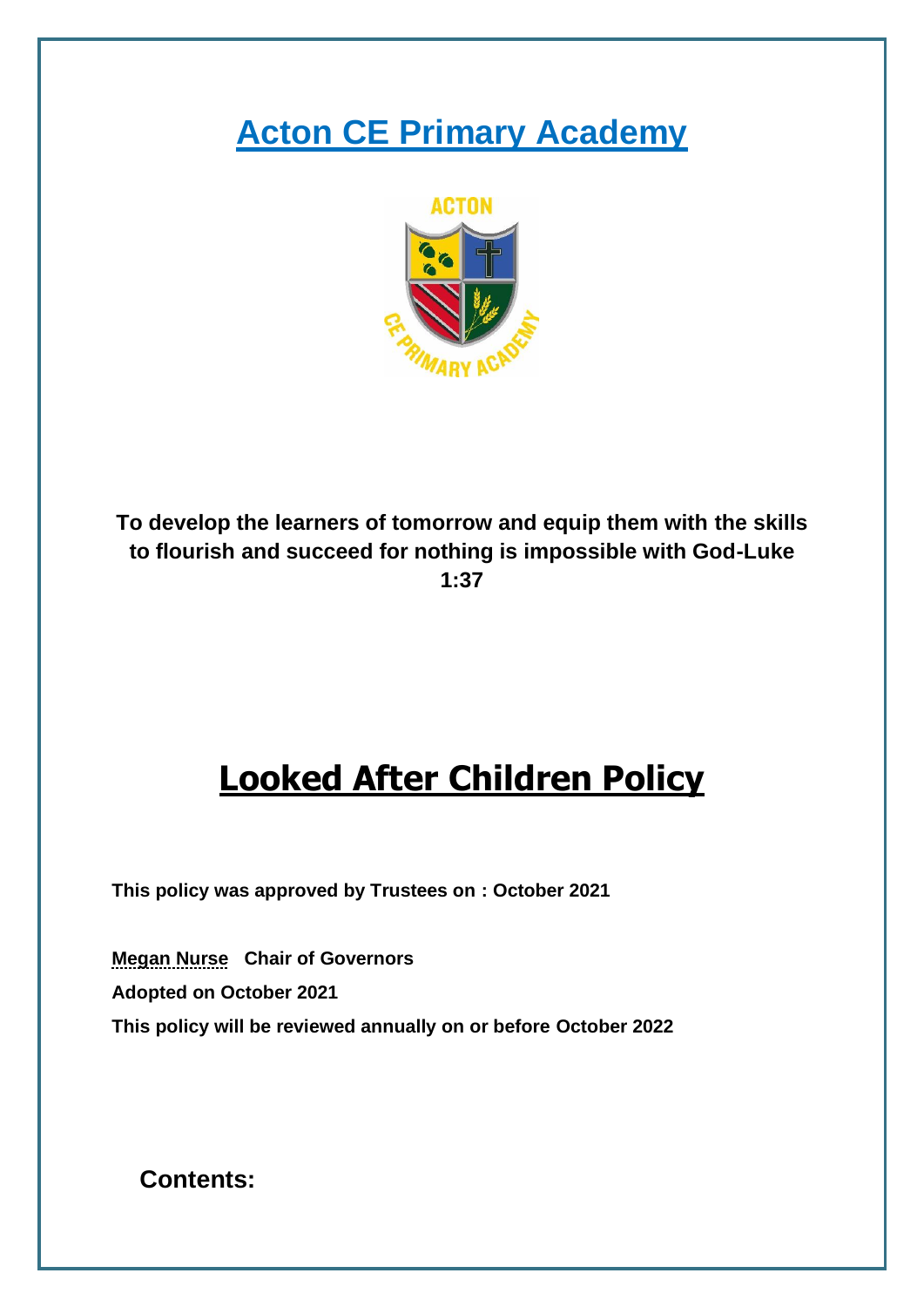# Acton CE Primary Academy

**To develop the learners of tomorrow and equip them with the skills to flourish and succeed for nothing is impossible with God-Luke 1:37**

# Looked After Children Policy

**This policy was approved by Trustees on : October 2021**

**Megan Nurse Chair of Governors**

**Adopted on October 2021**

**This policy will be reviewed annually on or before October 2022**

## Contents: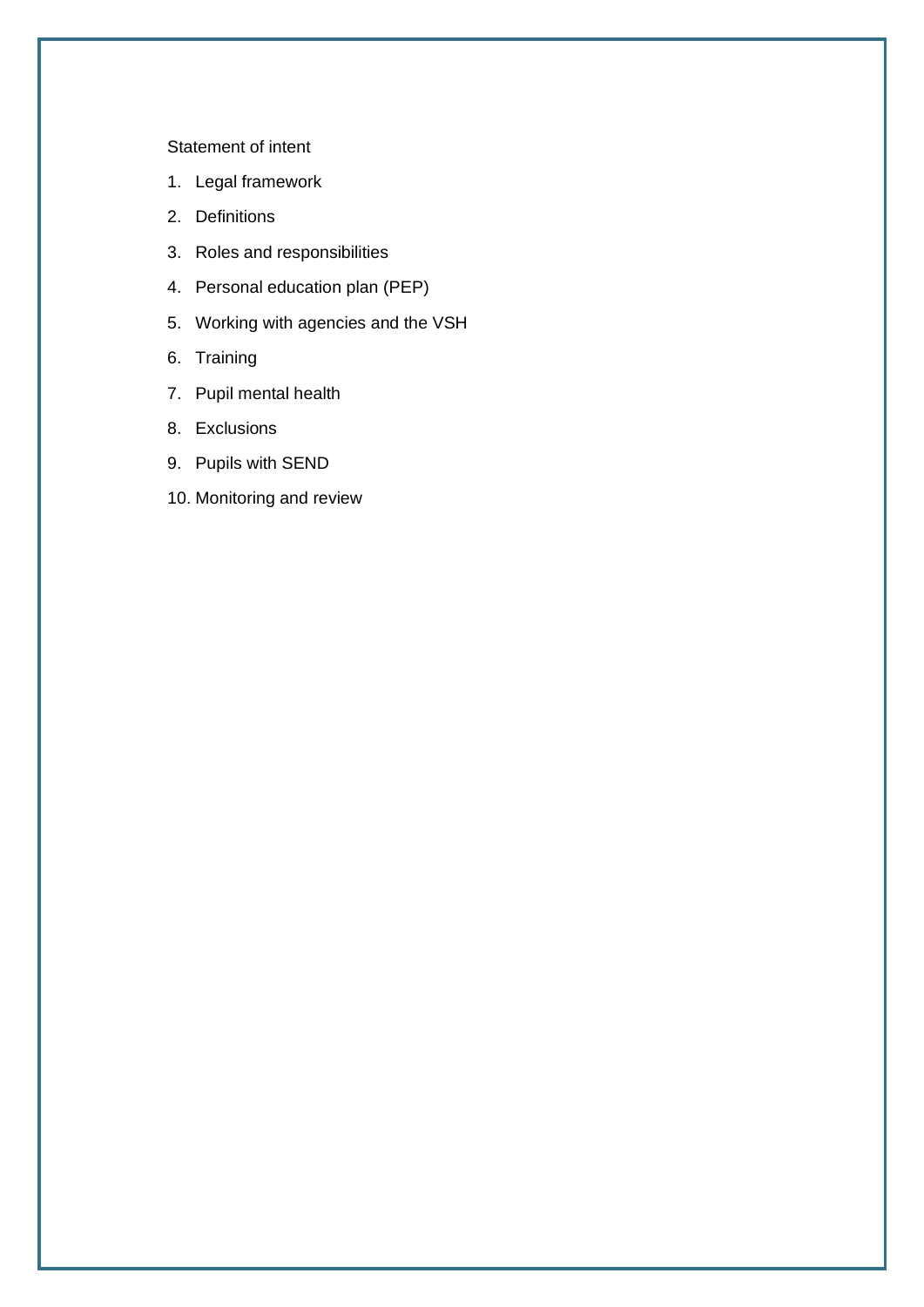Statement of intent

1. Legal framework
2. Definitions
3. Roles and responsibilities
4. Personal education plan (PEP)
5. Working with agencies and the VSH
6. Training
7. Pupil mental health
8. Exclusions
9. Pupils with SEND
10. Monitoring and review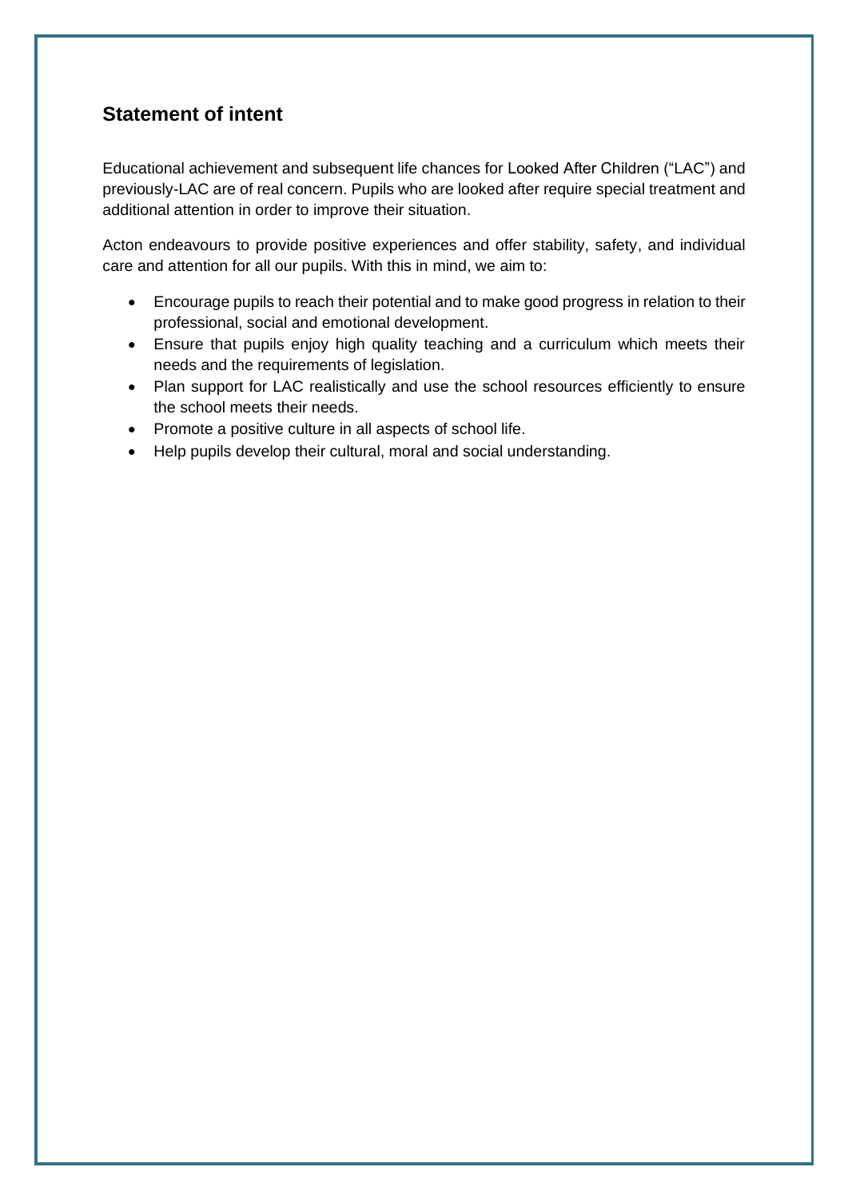## Statement of intent

Educational achievement and subsequent life chances for Looked After Children ("LAC") and previously-LAC are of real concern. Pupils who are looked after require special treatment and additional attention in order to improve their situation.

Acton endeavours to provide positive experiences and offer stability, safety, and individual care and attention for all our pupils. With this in mind, we aim to:

- Encourage pupils to reach their potential and to make good progress in relation to their professional, social and emotional development.
- Ensure that pupils enjoy high quality teaching and a curriculum which meets their needs and the requirements of legislation.
- Plan support for LAC realistically and use the school resources efficiently to ensure the school meets their needs.
- Promote a positive culture in all aspects of school life.
- Help pupils develop their cultural, moral and social understanding.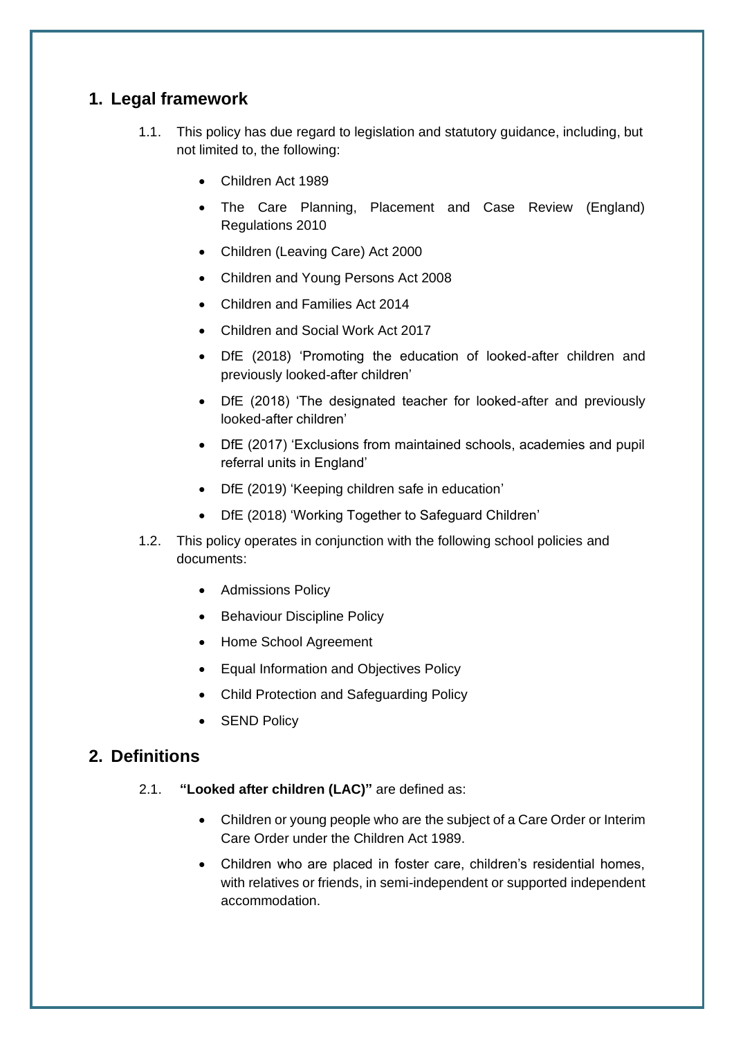## 1. Legal framework

1.1. This policy has due regard to legislation and statutory guidance, including, but not limited to, the following:

- Children Act 1989
- The Care Planning, Placement and Case Review (England) Regulations 2010
- Children (Leaving Care) Act 2000
- Children and Young Persons Act 2008
- Children and Families Act 2014
- Children and Social Work Act 2017
- DfE (2018) 'Promoting the education of looked-after children and previously looked-after children'
- DfE (2018) 'The designated teacher for looked-after and previously looked-after children'
- DfE (2017) 'Exclusions from maintained schools, academies and pupil referral units in England'
- DfE (2019) 'Keeping children safe in education'
- DfE (2018) 'Working Together to Safeguard Children'

1.2. This policy operates in conjunction with the following school policies and documents:

- Admissions Policy
- Behaviour Discipline Policy
- Home School Agreement
- Equal Information and Objectives Policy
- Child Protection and Safeguarding Policy
- SEND Policy

## 2. Definitions

2.1. **"Looked after children (LAC)"** are defined as:

- Children or young people who are the subject of a Care Order or Interim Care Order under the Children Act 1989.
- Children who are placed in foster care, children's residential homes, with relatives or friends, in semi-independent or supported independent accommodation.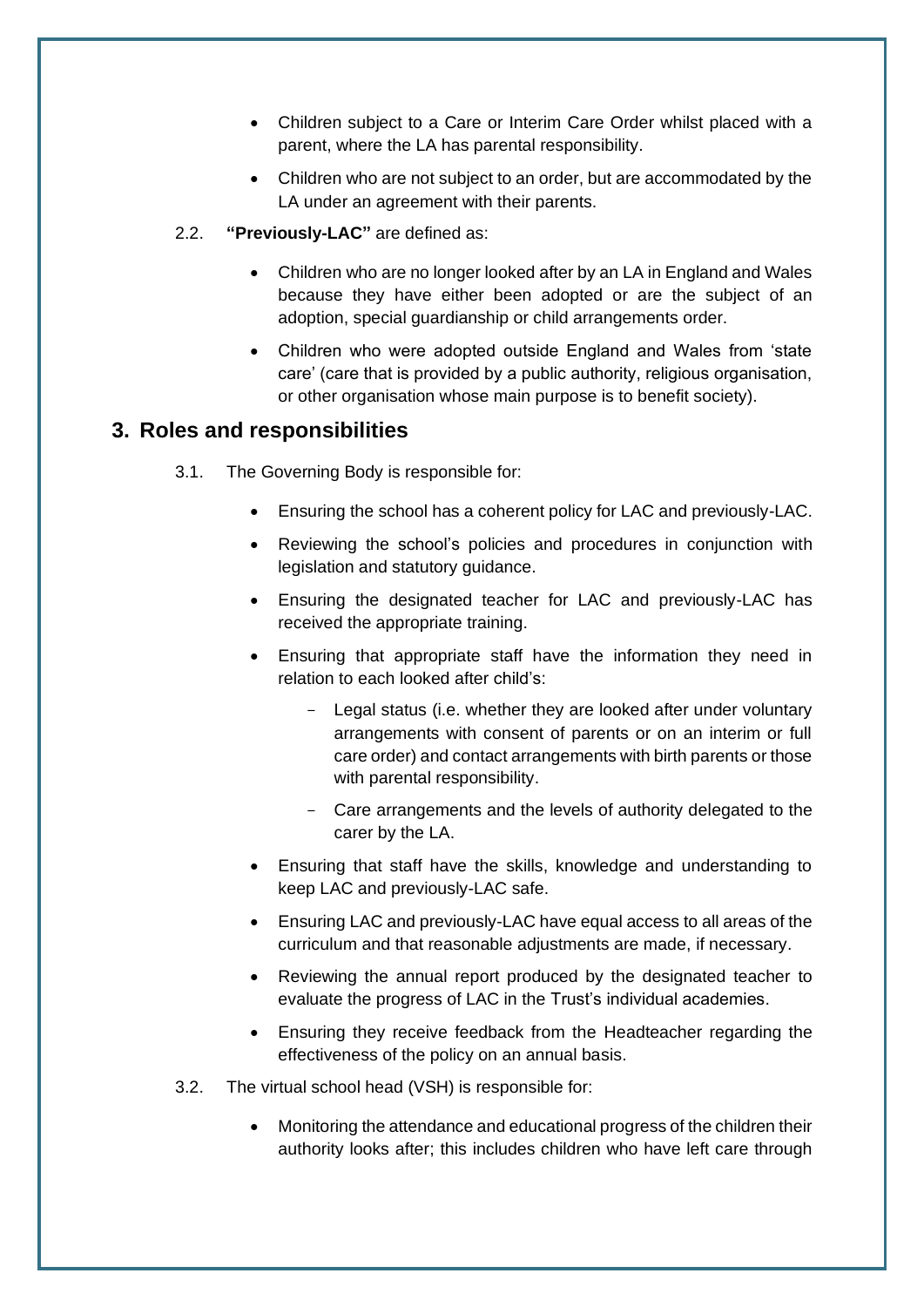- Children subject to a Care or Interim Care Order whilst placed with a parent, where the LA has parental responsibility.
- Children who are not subject to an order, but are accommodated by the LA under an agreement with their parents.

2.2. **"Previously-LAC"** are defined as:

- Children who are no longer looked after by an LA in England and Wales because they have either been adopted or are the subject of an adoption, special guardianship or child arrangements order.
- Children who were adopted outside England and Wales from 'state care' (care that is provided by a public authority, religious organisation, or other organisation whose main purpose is to benefit society).

## 3. Roles and responsibilities

3.1. The Governing Body is responsible for:

- Ensuring the school has a coherent policy for LAC and previously-LAC.
- Reviewing the school's policies and procedures in conjunction with legislation and statutory guidance.
- Ensuring the designated teacher for LAC and previously-LAC has received the appropriate training.
- Ensuring that appropriate staff have the information they need in relation to each looked after child's:
  - Legal status (i.e. whether they are looked after under voluntary arrangements with consent of parents or on an interim or full care order) and contact arrangements with birth parents or those with parental responsibility.
  - Care arrangements and the levels of authority delegated to the carer by the LA.
- Ensuring that staff have the skills, knowledge and understanding to keep LAC and previously-LAC safe.
- Ensuring LAC and previously-LAC have equal access to all areas of the curriculum and that reasonable adjustments are made, if necessary.
- Reviewing the annual report produced by the designated teacher to evaluate the progress of LAC in the Trust's individual academies.
- Ensuring they receive feedback from the Headteacher regarding the effectiveness of the policy on an annual basis.

3.2. The virtual school head (VSH) is responsible for:

- Monitoring the attendance and educational progress of the children their authority looks after; this includes children who have left care through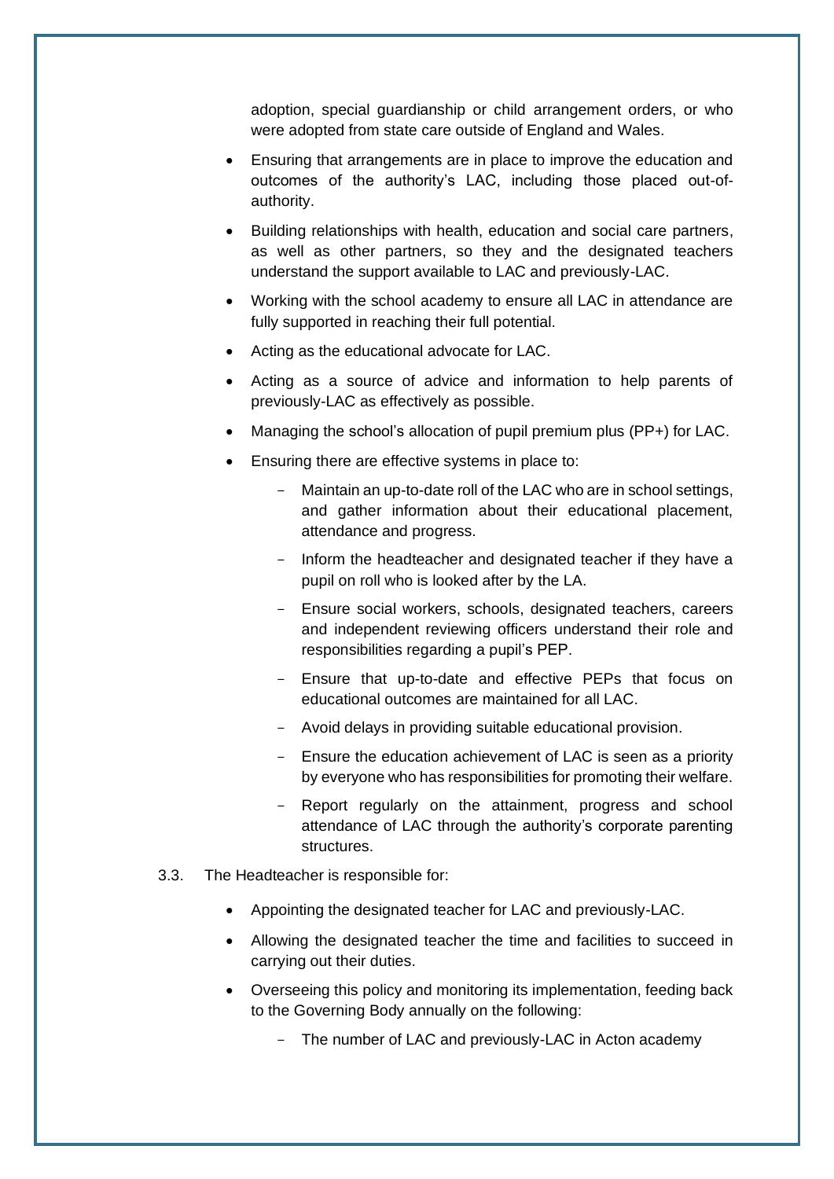adoption, special guardianship or child arrangement orders, or who were adopted from state care outside of England and Wales.

- Ensuring that arrangements are in place to improve the education and outcomes of the authority's LAC, including those placed out-of-authority.
- Building relationships with health, education and social care partners, as well as other partners, so they and the designated teachers understand the support available to LAC and previously-LAC.
- Working with the school academy to ensure all LAC in attendance are fully supported in reaching their full potential.
- Acting as the educational advocate for LAC.
- Acting as a source of advice and information to help parents of previously-LAC as effectively as possible.
- Managing the school's allocation of pupil premium plus (PP+) for LAC.
- Ensuring there are effective systems in place to:
  - Maintain an up-to-date roll of the LAC who are in school settings, and gather information about their educational placement, attendance and progress.
  - Inform the headteacher and designated teacher if they have a pupil on roll who is looked after by the LA.
  - Ensure social workers, schools, designated teachers, careers and independent reviewing officers understand their role and responsibilities regarding a pupil's PEP.
  - Ensure that up-to-date and effective PEPs that focus on educational outcomes are maintained for all LAC.
  - Avoid delays in providing suitable educational provision.
  - Ensure the education achievement of LAC is seen as a priority by everyone who has responsibilities for promoting their welfare.
  - Report regularly on the attainment, progress and school attendance of LAC through the authority's corporate parenting structures.

3.3. The Headteacher is responsible for:

- Appointing the designated teacher for LAC and previously-LAC.
- Allowing the designated teacher the time and facilities to succeed in carrying out their duties.
- Overseeing this policy and monitoring its implementation, feeding back to the Governing Body annually on the following:
  - The number of LAC and previously-LAC in Acton academy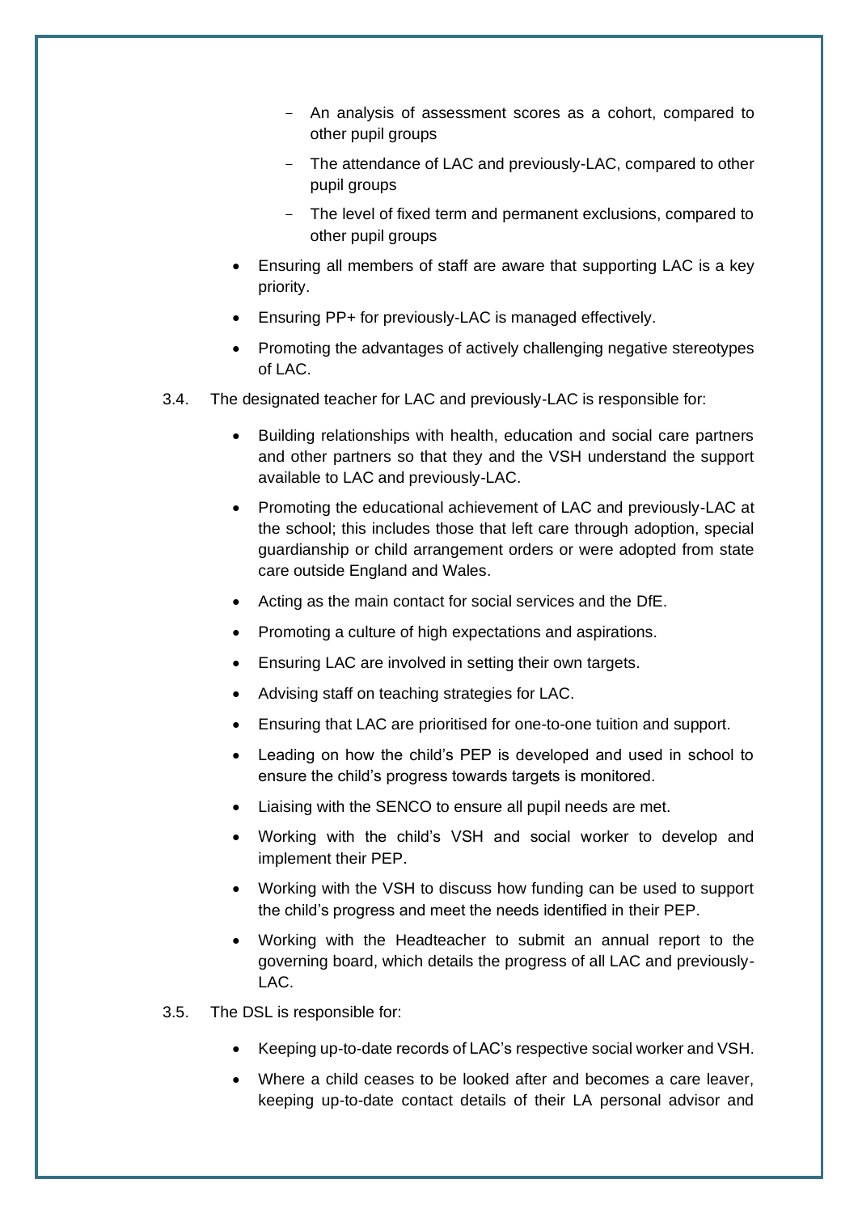- An analysis of assessment scores as a cohort, compared to other pupil groups
  - The attendance of LAC and previously-LAC, compared to other pupil groups
  - The level of fixed term and permanent exclusions, compared to other pupil groups
- Ensuring all members of staff are aware that supporting LAC is a key priority.
- Ensuring PP+ for previously-LAC is managed effectively.
- Promoting the advantages of actively challenging negative stereotypes of LAC.

3.4. The designated teacher for LAC and previously-LAC is responsible for:

- Building relationships with health, education and social care partners and other partners so that they and the VSH understand the support available to LAC and previously-LAC.
- Promoting the educational achievement of LAC and previously-LAC at the school; this includes those that left care through adoption, special guardianship or child arrangement orders or were adopted from state care outside England and Wales.
- Acting as the main contact for social services and the DfE.
- Promoting a culture of high expectations and aspirations.
- Ensuring LAC are involved in setting their own targets.
- Advising staff on teaching strategies for LAC.
- Ensuring that LAC are prioritised for one-to-one tuition and support.
- Leading on how the child's PEP is developed and used in school to ensure the child's progress towards targets is monitored.
- Liaising with the SENCO to ensure all pupil needs are met.
- Working with the child's VSH and social worker to develop and implement their PEP.
- Working with the VSH to discuss how funding can be used to support the child's progress and meet the needs identified in their PEP.
- Working with the Headteacher to submit an annual report to the governing board, which details the progress of all LAC and previously-LAC.

3.5. The DSL is responsible for:

- Keeping up-to-date records of LAC's respective social worker and VSH.
- Where a child ceases to be looked after and becomes a care leaver, keeping up-to-date contact details of their LA personal advisor and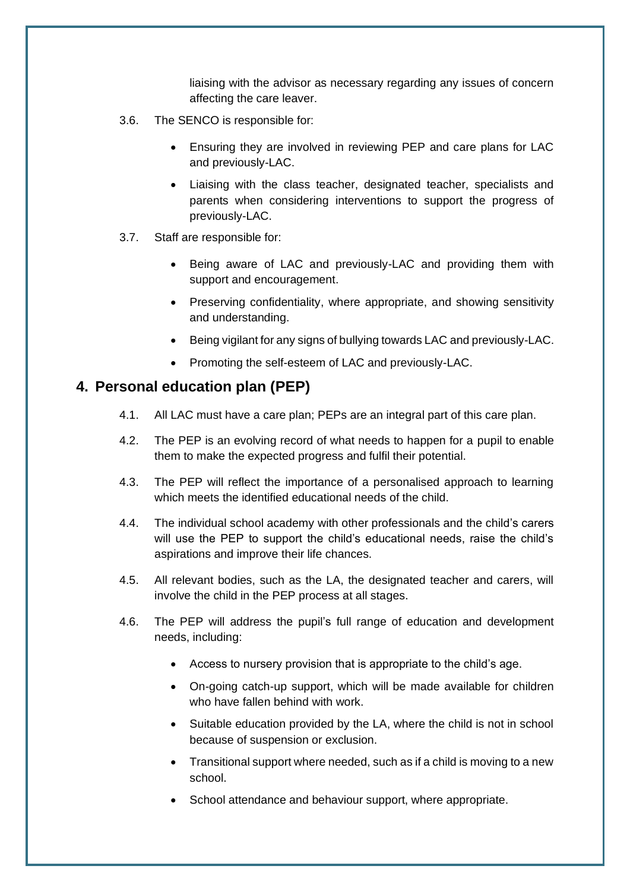liaising with the advisor as necessary regarding any issues of concern affecting the care leaver.

3.6. The SENCO is responsible for:

- Ensuring they are involved in reviewing PEP and care plans for LAC and previously-LAC.
- Liaising with the class teacher, designated teacher, specialists and parents when considering interventions to support the progress of previously-LAC.

3.7. Staff are responsible for:

- Being aware of LAC and previously-LAC and providing them with support and encouragement.
- Preserving confidentiality, where appropriate, and showing sensitivity and understanding.
- Being vigilant for any signs of bullying towards LAC and previously-LAC.
- Promoting the self-esteem of LAC and previously-LAC.

## 4. Personal education plan (PEP)

4.1. All LAC must have a care plan; PEPs are an integral part of this care plan.

4.2. The PEP is an evolving record of what needs to happen for a pupil to enable them to make the expected progress and fulfil their potential.

4.3. The PEP will reflect the importance of a personalised approach to learning which meets the identified educational needs of the child.

4.4. The individual school academy with other professionals and the child's carers will use the PEP to support the child's educational needs, raise the child's aspirations and improve their life chances.

4.5. All relevant bodies, such as the LA, the designated teacher and carers, will involve the child in the PEP process at all stages.

4.6. The PEP will address the pupil's full range of education and development needs, including:

- Access to nursery provision that is appropriate to the child's age.
- On-going catch-up support, which will be made available for children who have fallen behind with work.
- Suitable education provided by the LA, where the child is not in school because of suspension or exclusion.
- Transitional support where needed, such as if a child is moving to a new school.
- School attendance and behaviour support, where appropriate.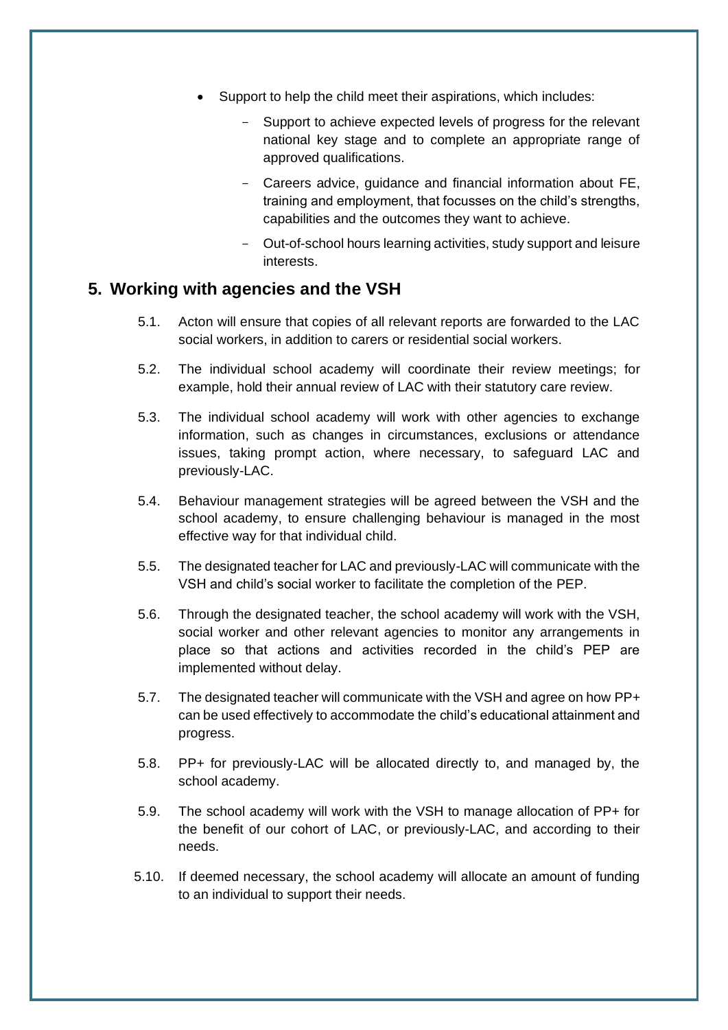- Support to help the child meet their aspirations, which includes:
  - Support to achieve expected levels of progress for the relevant national key stage and to complete an appropriate range of approved qualifications.
  - Careers advice, guidance and financial information about FE, training and employment, that focusses on the child's strengths, capabilities and the outcomes they want to achieve.
  - Out-of-school hours learning activities, study support and leisure interests.

## 5. Working with agencies and the VSH

5.1. Acton will ensure that copies of all relevant reports are forwarded to the LAC social workers, in addition to carers or residential social workers.

5.2. The individual school academy will coordinate their review meetings; for example, hold their annual review of LAC with their statutory care review.

5.3. The individual school academy will work with other agencies to exchange information, such as changes in circumstances, exclusions or attendance issues, taking prompt action, where necessary, to safeguard LAC and previously-LAC.

5.4. Behaviour management strategies will be agreed between the VSH and the school academy, to ensure challenging behaviour is managed in the most effective way for that individual child.

5.5. The designated teacher for LAC and previously-LAC will communicate with the VSH and child's social worker to facilitate the completion of the PEP.

5.6. Through the designated teacher, the school academy will work with the VSH, social worker and other relevant agencies to monitor any arrangements in place so that actions and activities recorded in the child's PEP are implemented without delay.

5.7. The designated teacher will communicate with the VSH and agree on how PP+ can be used effectively to accommodate the child's educational attainment and progress.

5.8. PP+ for previously-LAC will be allocated directly to, and managed by, the school academy.

5.9. The school academy will work with the VSH to manage allocation of PP+ for the benefit of our cohort of LAC, or previously-LAC, and according to their needs.

5.10. If deemed necessary, the school academy will allocate an amount of funding to an individual to support their needs.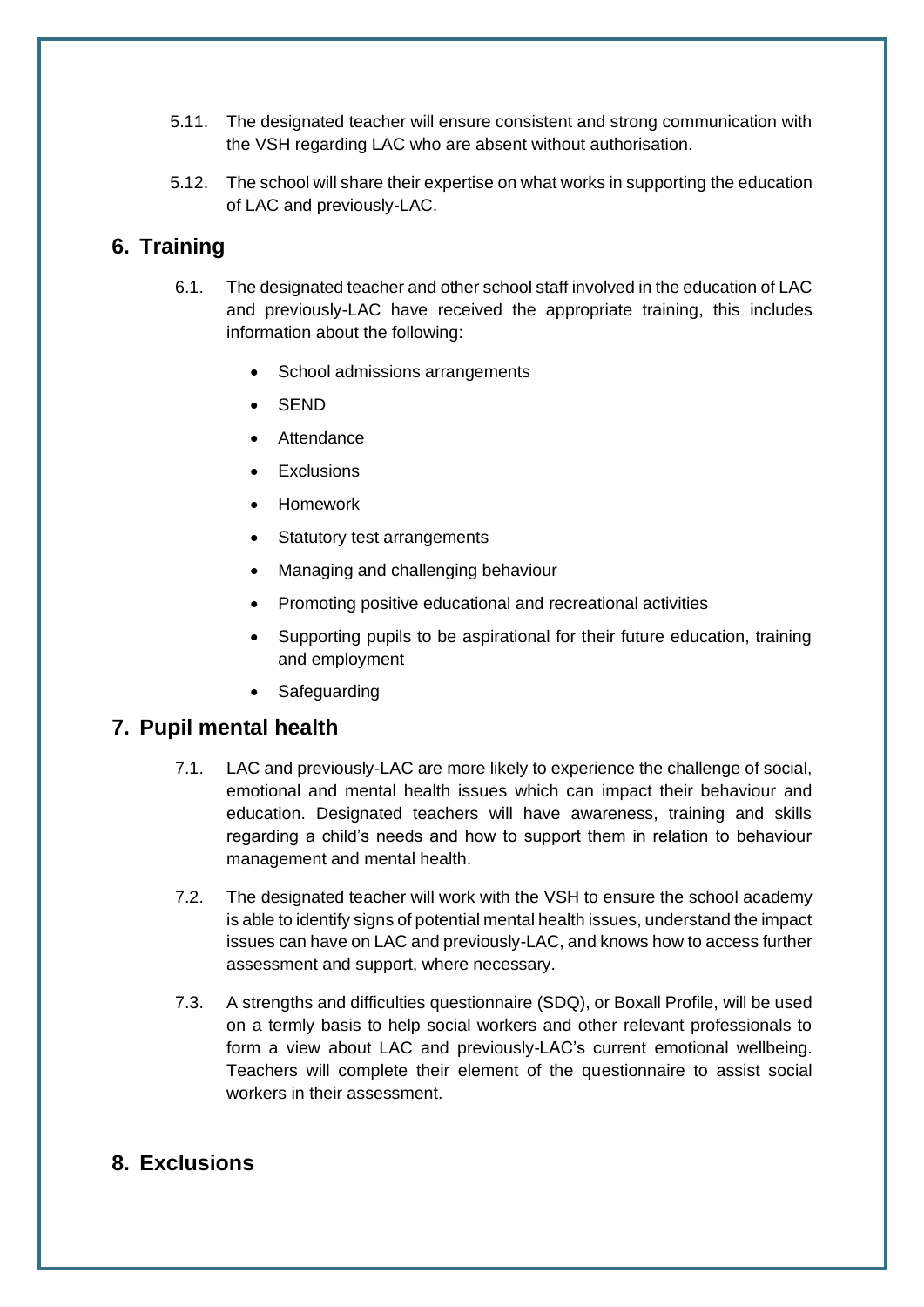5.11. The designated teacher will ensure consistent and strong communication with the VSH regarding LAC who are absent without authorisation.

5.12. The school will share their expertise on what works in supporting the education of LAC and previously-LAC.

## 6. Training

6.1. The designated teacher and other school staff involved in the education of LAC and previously-LAC have received the appropriate training, this includes information about the following:

- School admissions arrangements
- SEND
- Attendance
- Exclusions
- Homework
- Statutory test arrangements
- Managing and challenging behaviour
- Promoting positive educational and recreational activities
- Supporting pupils to be aspirational for their future education, training and employment
- Safeguarding

## 7. Pupil mental health

7.1. LAC and previously-LAC are more likely to experience the challenge of social, emotional and mental health issues which can impact their behaviour and education. Designated teachers will have awareness, training and skills regarding a child's needs and how to support them in relation to behaviour management and mental health.

7.2. The designated teacher will work with the VSH to ensure the school academy is able to identify signs of potential mental health issues, understand the impact issues can have on LAC and previously-LAC, and knows how to access further assessment and support, where necessary.

7.3. A strengths and difficulties questionnaire (SDQ), or Boxall Profile, will be used on a termly basis to help social workers and other relevant professionals to form a view about LAC and previously-LAC's current emotional wellbeing. Teachers will complete their element of the questionnaire to assist social workers in their assessment.

## 8. Exclusions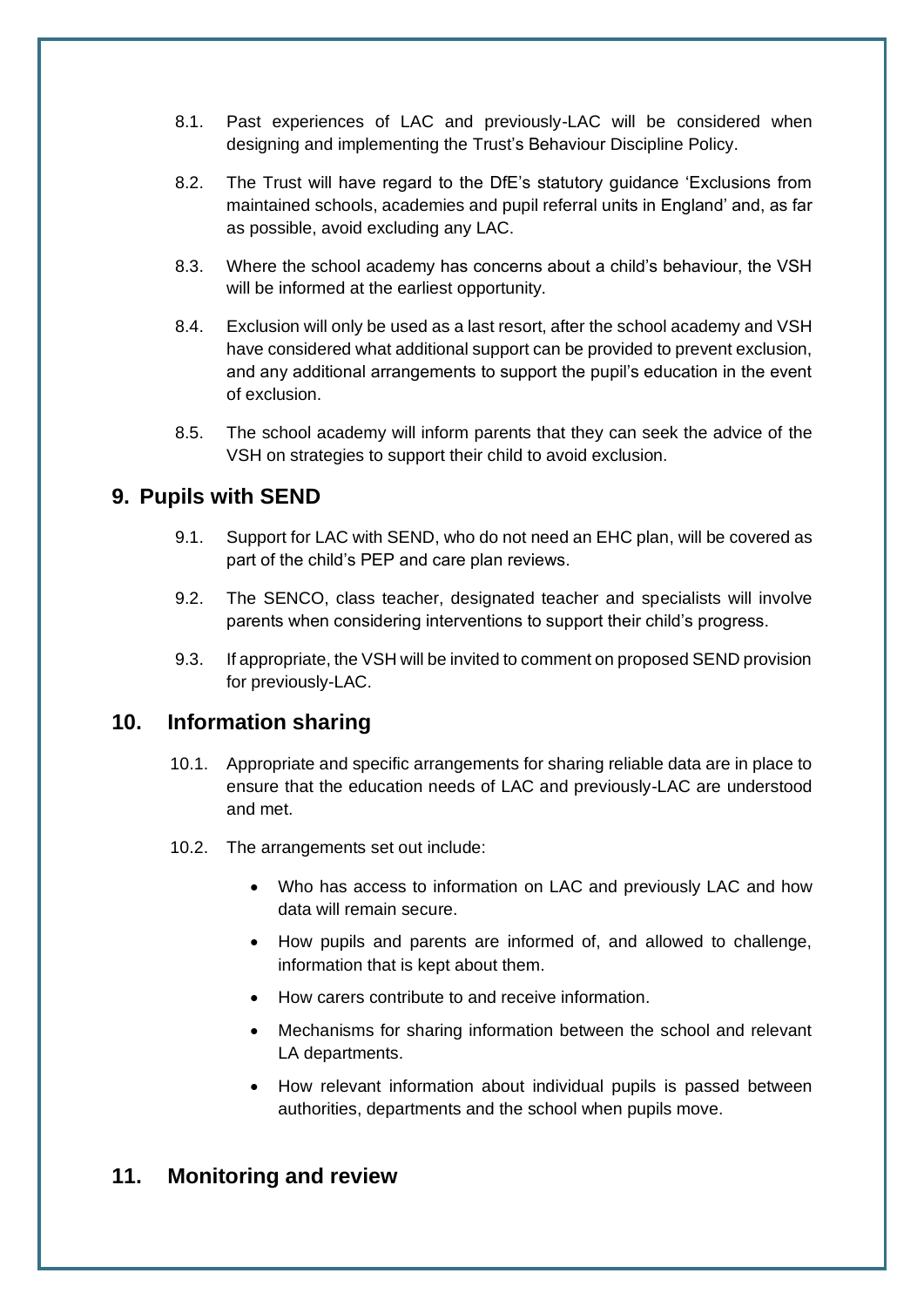8.1. Past experiences of LAC and previously-LAC will be considered when designing and implementing the Trust's Behaviour Discipline Policy.

8.2. The Trust will have regard to the DfE's statutory guidance 'Exclusions from maintained schools, academies and pupil referral units in England' and, as far as possible, avoid excluding any LAC.

8.3. Where the school academy has concerns about a child's behaviour, the VSH will be informed at the earliest opportunity.

8.4. Exclusion will only be used as a last resort, after the school academy and VSH have considered what additional support can be provided to prevent exclusion, and any additional arrangements to support the pupil's education in the event of exclusion.

8.5. The school academy will inform parents that they can seek the advice of the VSH on strategies to support their child to avoid exclusion.

## 9. Pupils with SEND

9.1. Support for LAC with SEND, who do not need an EHC plan, will be covered as part of the child's PEP and care plan reviews.

9.2. The SENCO, class teacher, designated teacher and specialists will involve parents when considering interventions to support their child's progress.

9.3. If appropriate, the VSH will be invited to comment on proposed SEND provision for previously-LAC.

## 10. Information sharing

10.1. Appropriate and specific arrangements for sharing reliable data are in place to ensure that the education needs of LAC and previously-LAC are understood and met.

10.2. The arrangements set out include:

- Who has access to information on LAC and previously LAC and how data will remain secure.
- How pupils and parents are informed of, and allowed to challenge, information that is kept about them.
- How carers contribute to and receive information.
- Mechanisms for sharing information between the school and relevant LA departments.
- How relevant information about individual pupils is passed between authorities, departments and the school when pupils move.

## 11. Monitoring and review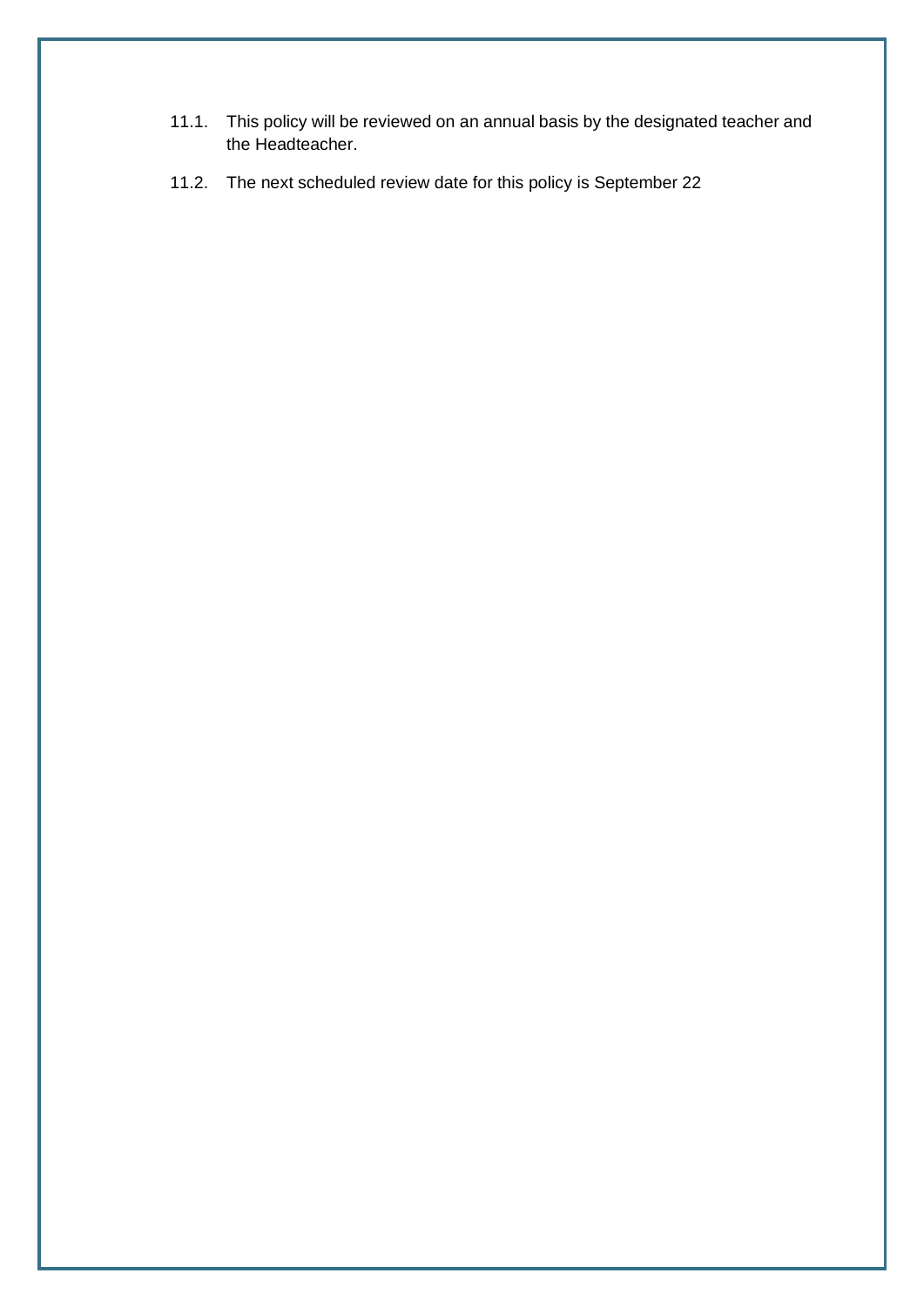11.1. This policy will be reviewed on an annual basis by the designated teacher and the Headteacher.

11.2. The next scheduled review date for this policy is September 22